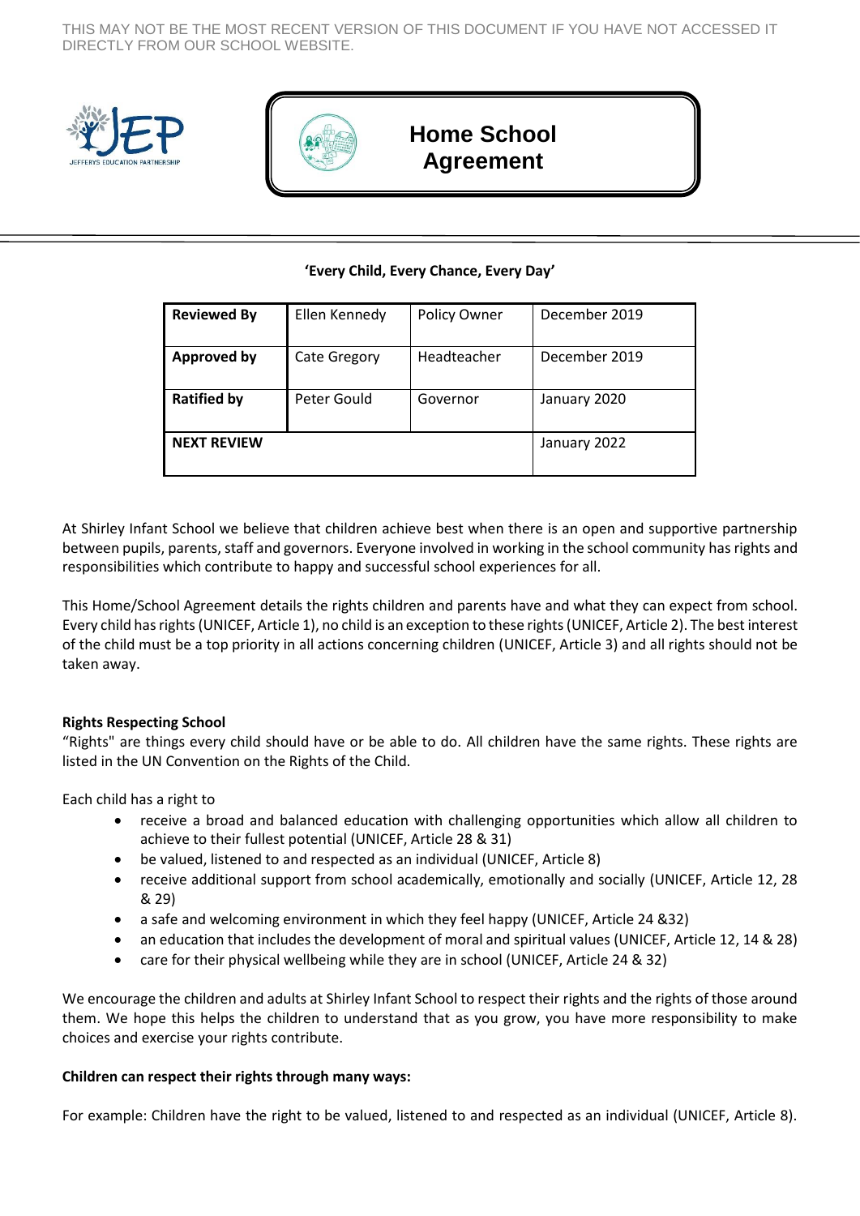THIS MAY NOT BE THE MOST RECENT VERSION OF THIS DOCUMENT IF YOU HAVE NOT ACCESSED IT DIRECTLY FROM OUR SCHOOL WEBSITE.

# Home School Agreement

**'Every Child, Every Chance, Every Day'**

| **Reviewed By** | Ellen Kennedy | Policy Owner | December 2019 |
|---|---|---|---|
| **Approved by** | Cate Gregory | Headteacher | December 2019 |
| **Ratified by** | Peter Gould | Governor | January 2020 |
| **NEXT REVIEW** | | | January 2022 |

At Shirley Infant School we believe that children achieve best when there is an open and supportive partnership between pupils, parents, staff and governors. Everyone involved in working in the school community has rights and responsibilities which contribute to happy and successful school experiences for all.

This Home/School Agreement details the rights children and parents have and what they can expect from school. Every child has rights (UNICEF, Article 1), no child is an exception to these rights (UNICEF, Article 2). The best interest of the child must be a top priority in all actions concerning children (UNICEF, Article 3) and all rights should not be taken away.

**Rights Respecting School**

"Rights" are things every child should have or be able to do. All children have the same rights. These rights are listed in the UN Convention on the Rights of the Child.

Each child has a right to

- receive a broad and balanced education with challenging opportunities which allow all children to achieve to their fullest potential (UNICEF, Article 28 & 31)
- be valued, listened to and respected as an individual (UNICEF, Article 8)
- receive additional support from school academically, emotionally and socially (UNICEF, Article 12, 28 & 29)
- a safe and welcoming environment in which they feel happy (UNICEF, Article 24 &32)
- an education that includes the development of moral and spiritual values (UNICEF, Article 12, 14 & 28)
- care for their physical wellbeing while they are in school (UNICEF, Article 24 & 32)

We encourage the children and adults at Shirley Infant School to respect their rights and the rights of those around them. We hope this helps the children to understand that as you grow, you have more responsibility to make choices and exercise your rights contribute.

**Children can respect their rights through many ways:**

For example: Children have the right to be valued, listened to and respected as an individual (UNICEF, Article 8).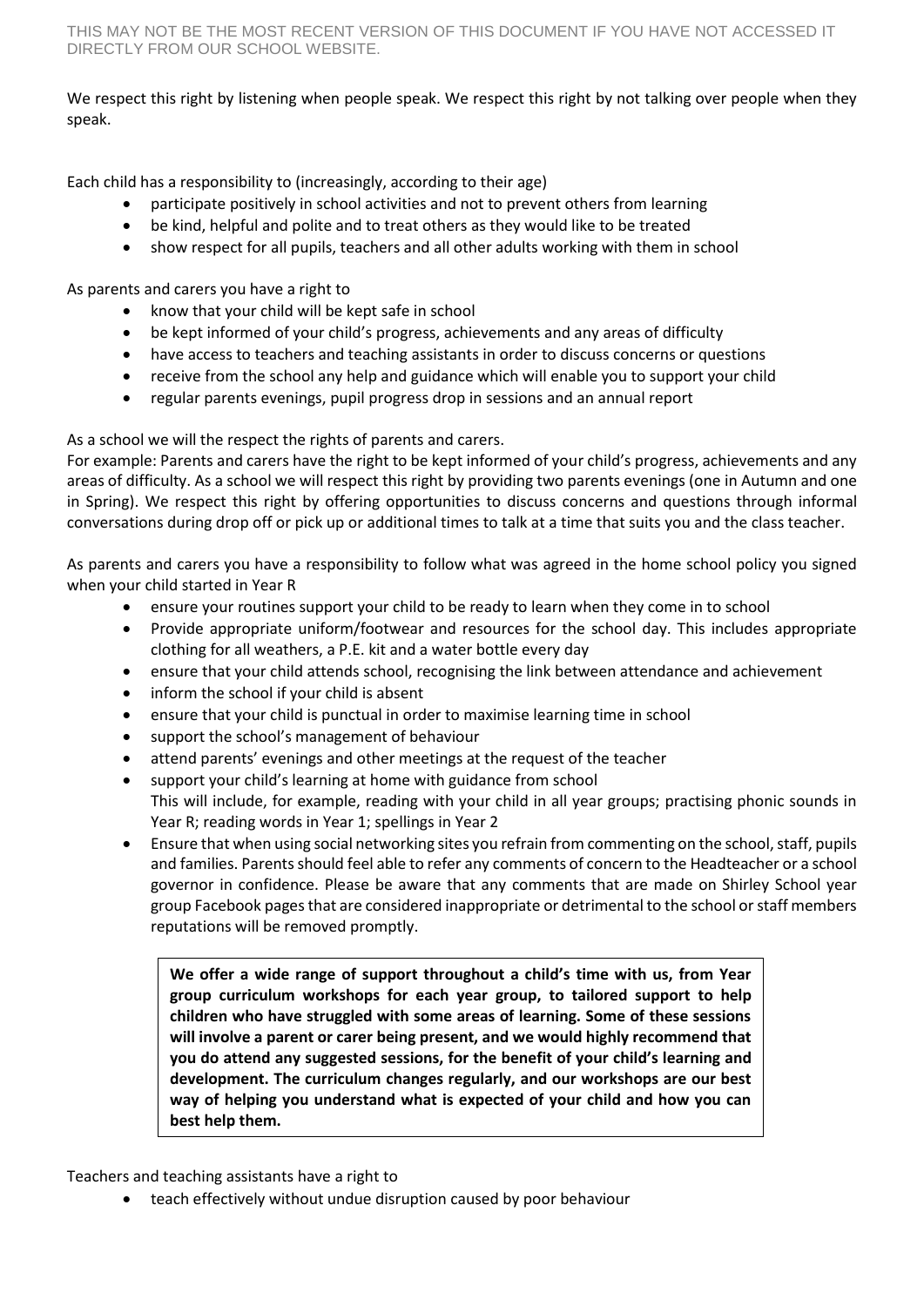We respect this right by listening when people speak. We respect this right by not talking over people when they speak.

Each child has a responsibility to (increasingly, according to their age)

- participate positively in school activities and not to prevent others from learning
- be kind, helpful and polite and to treat others as they would like to be treated
- show respect for all pupils, teachers and all other adults working with them in school

As parents and carers you have a right to

- know that your child will be kept safe in school
- be kept informed of your child's progress, achievements and any areas of difficulty
- have access to teachers and teaching assistants in order to discuss concerns or questions
- receive from the school any help and guidance which will enable you to support your child
- regular parents evenings, pupil progress drop in sessions and an annual report

As a school we will the respect the rights of parents and carers.
For example: Parents and carers have the right to be kept informed of your child's progress, achievements and any areas of difficulty. As a school we will respect this right by providing two parents evenings (one in Autumn and one in Spring). We respect this right by offering opportunities to discuss concerns and questions through informal conversations during drop off or pick up or additional times to talk at a time that suits you and the class teacher.

As parents and carers you have a responsibility to follow what was agreed in the home school policy you signed when your child started in Year R

- ensure your routines support your child to be ready to learn when they come in to school
- Provide appropriate uniform/footwear and resources for the school day. This includes appropriate clothing for all weathers, a P.E. kit and a water bottle every day
- ensure that your child attends school, recognising the link between attendance and achievement
- inform the school if your child is absent
- ensure that your child is punctual in order to maximise learning time in school
- support the school's management of behaviour
- attend parents' evenings and other meetings at the request of the teacher
- support your child's learning at home with guidance from school
  This will include, for example, reading with your child in all year groups; practising phonic sounds in Year R; reading words in Year 1; spellings in Year 2
- Ensure that when using social networking sites you refrain from commenting on the school, staff, pupils and families. Parents should feel able to refer any comments of concern to the Headteacher or a school governor in confidence. Please be aware that any comments that are made on Shirley School year group Facebook pages that are considered inappropriate or detrimental to the school or staff members reputations will be removed promptly.

**We offer a wide range of support throughout a child's time with us, from Year group curriculum workshops for each year group, to tailored support to help children who have struggled with some areas of learning. Some of these sessions will involve a parent or carer being present, and we would highly recommend that you do attend any suggested sessions, for the benefit of your child's learning and development. The curriculum changes regularly, and our workshops are our best way of helping you understand what is expected of your child and how you can best help them.**

Teachers and teaching assistants have a right to

- teach effectively without undue disruption caused by poor behaviour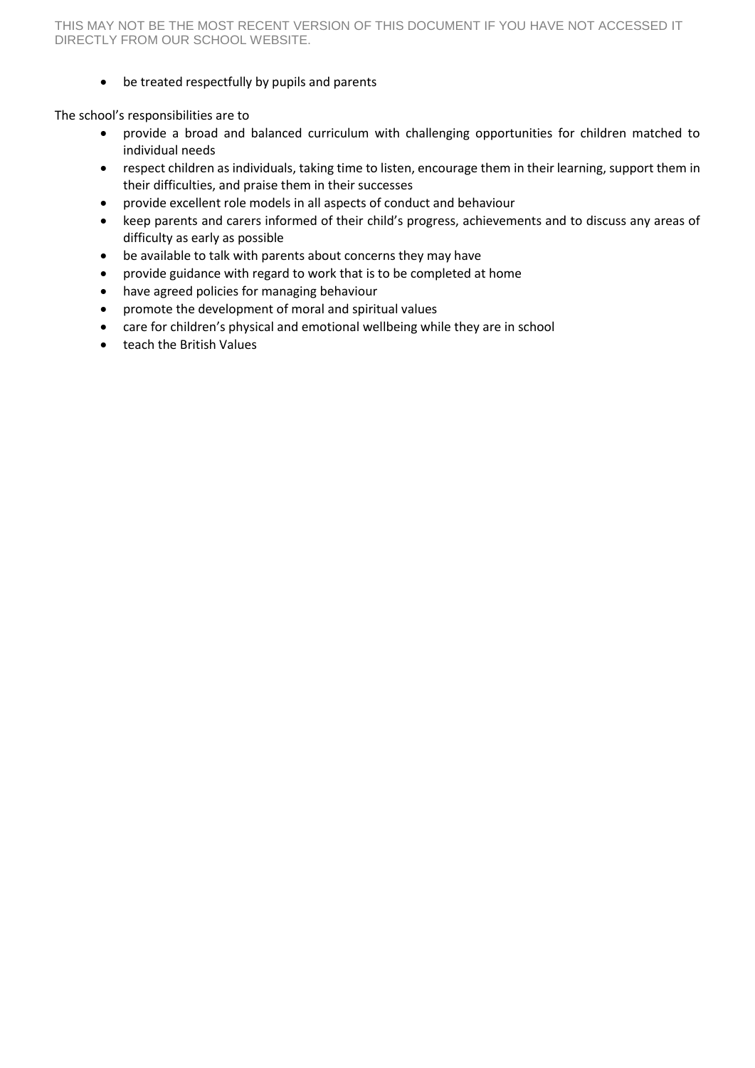- be treated respectfully by pupils and parents

The school's responsibilities are to

- provide a broad and balanced curriculum with challenging opportunities for children matched to individual needs
- respect children as individuals, taking time to listen, encourage them in their learning, support them in their difficulties, and praise them in their successes
- provide excellent role models in all aspects of conduct and behaviour
- keep parents and carers informed of their child's progress, achievements and to discuss any areas of difficulty as early as possible
- be available to talk with parents about concerns they may have
- provide guidance with regard to work that is to be completed at home
- have agreed policies for managing behaviour
- promote the development of moral and spiritual values
- care for children's physical and emotional wellbeing while they are in school
- teach the British Values